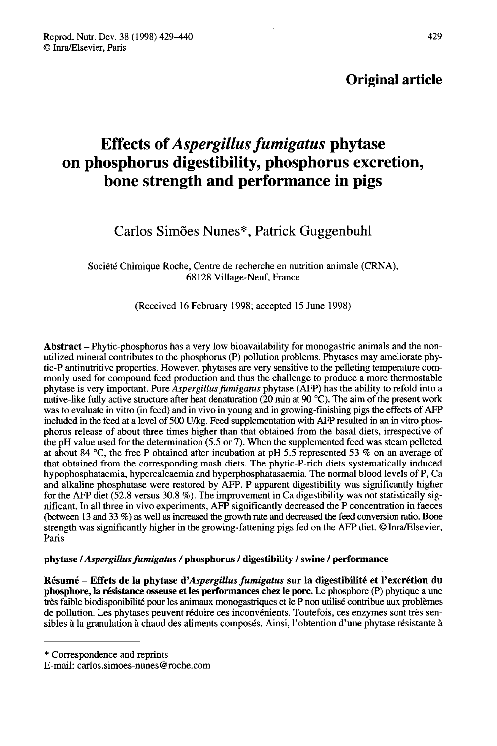## Original article

# Effects of *Aspergillus fumigatus* phytase on phosphorus digestibility, phosphorus excretion, bone strength and performance in pigs

Carlos Simões Nunes*, Patrick Guggenbuhl

Société Chimique Roche, Centre de recherche en nutrition animale (CRNA), 68128 Village-Neuf, France

(Received 16 February 1998; accepted 15 June 1998)

**Abstract** – Phytic-phosphorus has a very low bioavailability for monogastric animals and the non-utilized mineral contributes to the phosphorus (P) pollution problems. Phytases may ameliorate phytic-P antinutritive properties. However, phytases are very sensitive to the pelleting temperature commonly used for compound feed production and thus the challenge to produce a more thermostable phytase is very important. Pure *Aspergillus fumigatus* phytase (AFP) has the ability to refold into a native-like fully active structure after heat denaturation (20 min at 90 °C). The aim of the present work was to evaluate in vitro (in feed) and in vivo in young and in growing-finishing pigs the effects of AFP included in the feed at a level of 500 U/kg. Feed supplementation with AFP resulted in an in vitro phosphorus release of about three times higher than that obtained from the basal diets, irrespective of the pH value used for the determination (5.5 or 7). When the supplemented feed was steam pelleted at about 84 °C, the free P obtained after incubation at pH 5.5 represented 53 % on an average of that obtained from the corresponding mash diets. The phytic-P-rich diets systematically induced hypophosphataemia, hypercalcaemia and hyperphosphatasaemia. The normal blood levels of P, Ca and alkaline phosphatase were restored by AFP. P apparent digestibility was significantly higher for the AFP diet (52.8 versus 30.8 %). The improvement in Ca digestibility was not statistically significant. In all three in vivo experiments, AFP significantly decreased the P concentration in faeces (between 13 and 33 %) as well as increased the growth rate and decreased the feed conversion ratio. Bone strength was significantly higher in the growing-fattening pigs fed on the AFP diet. © Inra/Elsevier, Paris

**phytase / *Aspergillus fumigatus* / phosphorus / digestibility / swine / performance**

**Résumé** – **Effets de la phytase d'*Aspergillus fumigatus* sur la digestibilité et l'excrétion du phosphore, la résistance osseuse et les performances chez le porc.** Le phosphore (P) phytique a une très faible biodisponibilité pour les animaux monogastriques et le P non utilisé contribue aux problèmes de pollution. Les phytases peuvent réduire ces inconvénients. Toutefois, ces enzymes sont très sensibles à la granulation à chaud des aliments composés. Ainsi, l'obtention d'une phytase résistante à

---

\* Correspondence and reprints
E-mail: carlos.simoes-nunes@roche.com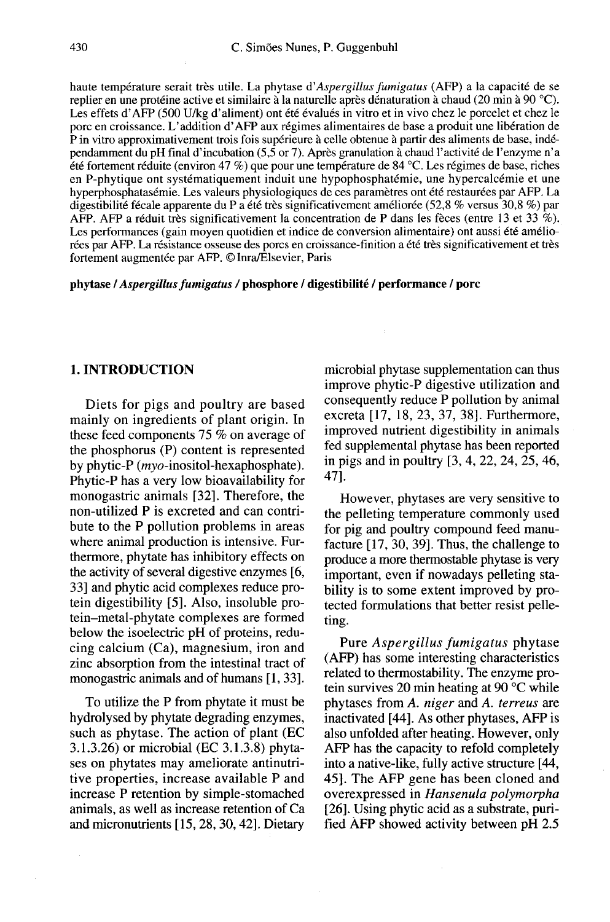haute température serait très utile. La phytase d'*Aspergillus fumigatus* (AFP) a la capacité de se replier en une protéine active et similaire à la naturelle après dénaturation à chaud (20 min à 90 °C). Les effets d'AFP (500 U/kg d'aliment) ont été évalués in vitro et in vivo chez le porcelet et chez le porc en croissance. L'addition d'AFP aux régimes alimentaires de base a produit une libération de P in vitro approximativement trois fois supérieure à celle obtenue à partir des aliments de base, indépendamment du pH final d'incubation (5,5 or 7). Après granulation à chaud l'activité de l'enzyme n'a été fortement réduite (environ 47 %) que pour une température de 84 °C. Les régimes de base, riches en P-phytique ont systématiquement induit une hypophosphatémie, une hypercalcémie et une hyperphosphatasémie. Les valeurs physiologiques de ces paramètres ont été restaurées par AFP. La digestibilité fécale apparente du P a été très significativement améliorée (52,8 % versus 30,8 %) par AFP. AFP a réduit très significativement la concentration de P dans les fèces (entre 13 et 33 %). Les performances (gain moyen quotidien et indice de conversion alimentaire) ont aussi été améliorées par AFP. La résistance osseuse des porcs en croissance-finition a été très significativement et très fortement augmentée par AFP. © Inra/Elsevier, Paris

**phytase / *Aspergillus fumigatus* / phosphore / digestibilité / performance / porc**

## 1. INTRODUCTION

Diets for pigs and poultry are based mainly on ingredients of plant origin. In these feed components 75 % on average of the phosphorus (P) content is represented by phytic-P (*myo*-inositol-hexaphosphate). Phytic-P has a very low bioavailability for monogastric animals [32]. Therefore, the non-utilized P is excreted and can contribute to the P pollution problems in areas where animal production is intensive. Furthermore, phytate has inhibitory effects on the activity of several digestive enzymes [6, 33] and phytic acid complexes reduce protein digestibility [5]. Also, insoluble protein–metal-phytate complexes are formed below the isoelectric pH of proteins, reducing calcium (Ca), magnesium, iron and zinc absorption from the intestinal tract of monogastric animals and of humans [1, 33].

To utilize the P from phytate it must be hydrolysed by phytate degrading enzymes, such as phytase. The action of plant (EC 3.1.3.26) or microbial (EC 3.1.3.8) phytases on phytates may ameliorate antinutritive properties, increase available P and increase P retention by simple-stomached animals, as well as increase retention of Ca and micronutrients [15, 28, 30, 42]. Dietary microbial phytase supplementation can thus improve phytic-P digestive utilization and consequently reduce P pollution by animal excreta [17, 18, 23, 37, 38]. Furthermore, improved nutrient digestibility in animals fed supplemental phytase has been reported in pigs and in poultry [3, 4, 22, 24, 25, 46, 47].

However, phytases are very sensitive to the pelleting temperature commonly used for pig and poultry compound feed manufacture [17, 30, 39]. Thus, the challenge to produce a more thermostable phytase is very important, even if nowadays pelleting stability is to some extent improved by protected formulations that better resist pelleting.

Pure *Aspergillus fumigatus* phytase (AFP) has some interesting characteristics related to thermostability. The enzyme protein survives 20 min heating at 90 °C while phytases from *A. niger* and *A. terreus* are inactivated [44]. As other phytases, AFP is also unfolded after heating. However, only AFP has the capacity to refold completely into a native-like, fully active structure [44, 45]. The AFP gene has been cloned and overexpressed in *Hansenula polymorpha* [26]. Using phytic acid as a substrate, purified AFP showed activity between pH 2.5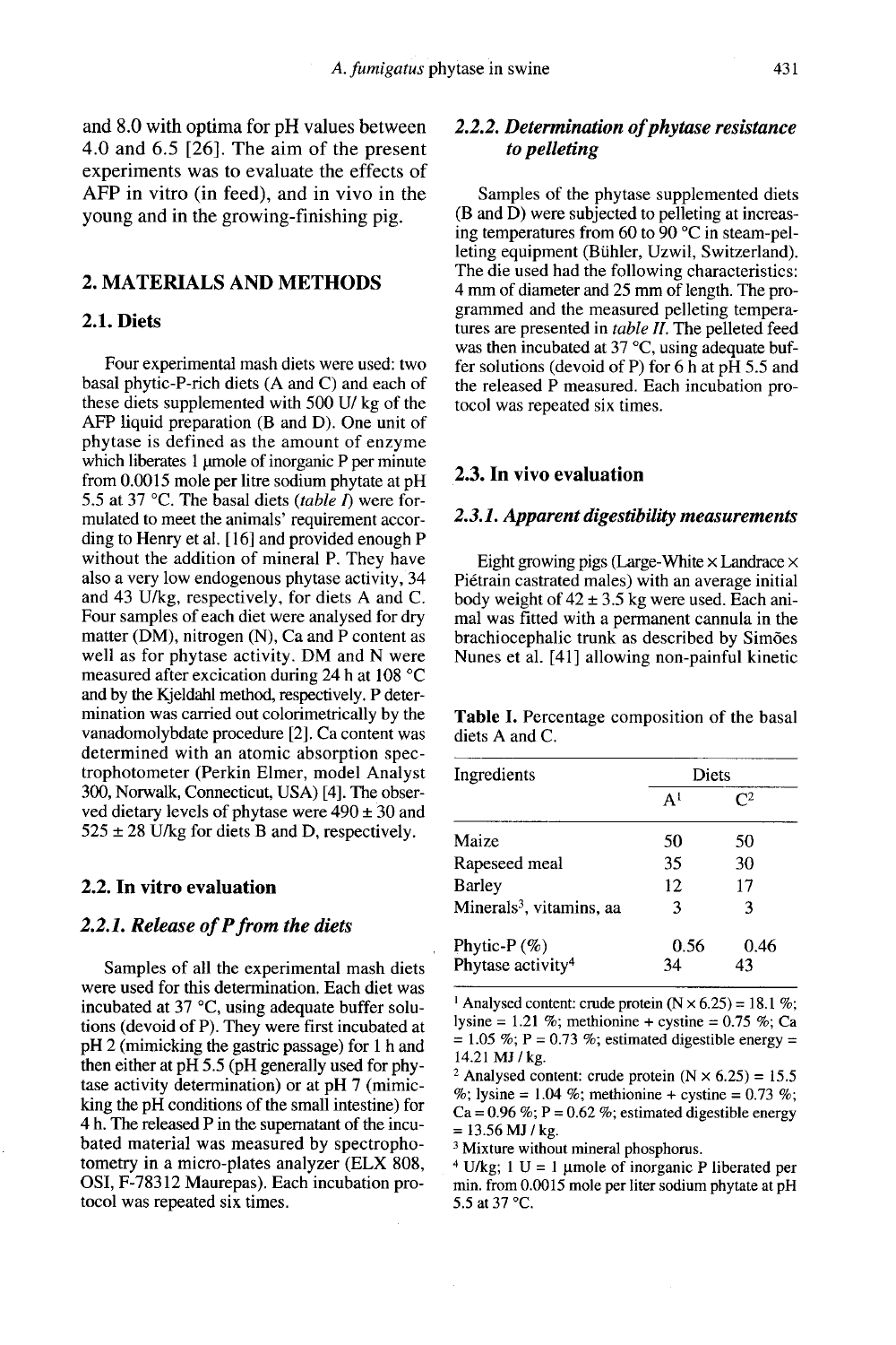and 8.0 with optima for pH values between 4.0 and 6.5 [26]. The aim of the present experiments was to evaluate the effects of AFP in vitro (in feed), and in vivo in the young and in the growing-finishing pig.

## 2. MATERIALS AND METHODS

### 2.1. Diets

Four experimental mash diets were used: two basal phytic-P-rich diets (A and C) and each of these diets supplemented with 500 U/ kg of the AFP liquid preparation (B and D). One unit of phytase is defined as the amount of enzyme which liberates 1 µmole of inorganic P per minute from 0.0015 mole per litre sodium phytate at pH 5.5 at 37 °C. The basal diets (*table I*) were formulated to meet the animals' requirement according to Henry et al. [16] and provided enough P without the addition of mineral P. They have also a very low endogenous phytase activity, 34 and 43 U/kg, respectively, for diets A and C. Four samples of each diet were analysed for dry matter (DM), nitrogen (N), Ca and P content as well as for phytase activity. DM and N were measured after excication during 24 h at 108 °C and by the Kjeldahl method, respectively. P determination was carried out colorimetrically by the vanadomolybdate procedure [2]. Ca content was determined with an atomic absorption spectrophotometer (Perkin Elmer, model Analyst 300, Norwalk, Connecticut, USA) [4]. The observed dietary levels of phytase were 490 ± 30 and 525 ± 28 U/kg for diets B and D, respectively.

### 2.2. In vitro evaluation

#### 2.2.1. Release of P from the diets

Samples of all the experimental mash diets were used for this determination. Each diet was incubated at 37 °C, using adequate buffer solutions (devoid of P). They were first incubated at pH 2 (mimicking the gastric passage) for 1 h and then either at pH 5.5 (pH generally used for phytase activity determination) or at pH 7 (mimicking the pH conditions of the small intestine) for 4 h. The released P in the supernatant of the incubated material was measured by spectrophotometry in a micro-plates analyzer (ELX 808, OSI, F-78312 Maurepas). Each incubation protocol was repeated six times.

#### 2.2.2. Determination of phytase resistance to pelleting

Samples of the phytase supplemented diets (B and D) were subjected to pelleting at increasing temperatures from 60 to 90 °C in steam-pelleting equipment (Bühler, Uzwil, Switzerland). The die used had the following characteristics: 4 mm of diameter and 25 mm of length. The programmed and the measured pelleting temperatures are presented in *table II*. The pelleted feed was then incubated at 37 °C, using adequate buffer solutions (devoid of P) for 6 h at pH 5.5 and the released P measured. Each incubation protocol was repeated six times.

### 2.3. In vivo evaluation

#### 2.3.1. Apparent digestibility measurements

Eight growing pigs (Large-White × Landrace × Piétrain castrated males) with an average initial body weight of 42 ± 3.5 kg were used. Each animal was fitted with a permanent cannula in the brachiocephalic trunk as described by Simões Nunes et al. [41] allowing non-painful kinetic

**Table I.** Percentage composition of the basal diets A and C.

| Ingredients | Diets | |
|---|---|---|
| | A[1] | C[2] |
| Maize | 50 | 50 |
| Rapeseed meal | 35 | 30 |
| Barley | 12 | 17 |
| Minerals[3], vitamins, aa | 3 | 3 |
| Phytic-P (%) | 0.56 | 0.46 |
| Phytase activity[4] | 34 | 43 |

[1] Analysed content: crude protein (N × 6.25) = 18.1 %; lysine = 1.21 %; methionine + cystine = 0.75 %; Ca = 1.05 %; P = 0.73 %; estimated digestible energy = 14.21 MJ / kg.

[2] Analysed content: crude protein (N × 6.25) = 15.5 %; lysine = 1.04 %; methionine + cystine = 0.73 %; Ca = 0.96 %; P = 0.62 %; estimated digestible energy = 13.56 MJ / kg.

[3] Mixture without mineral phosphorus.

[4] U/kg; 1 U = 1 µmole of inorganic P liberated per min. from 0.0015 mole per liter sodium phytate at pH 5.5 at 37 °C.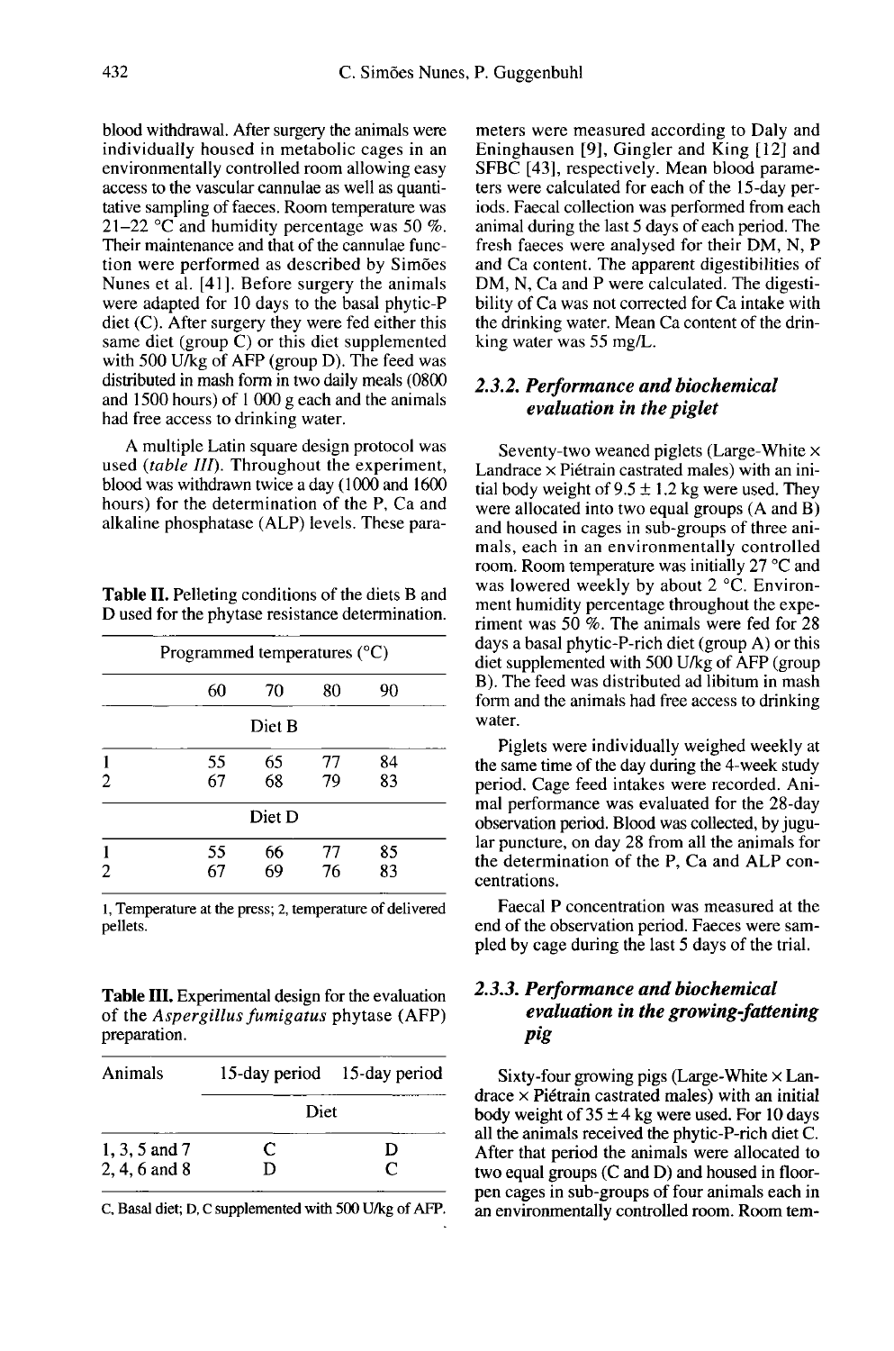blood withdrawal. After surgery the animals were individually housed in metabolic cages in an environmentally controlled room allowing easy access to the vascular cannulae as well as quantitative sampling of faeces. Room temperature was 21–22 °C and humidity percentage was 50 %. Their maintenance and that of the cannulae function were performed as described by Simões Nunes et al. [41]. Before surgery the animals were adapted for 10 days to the basal phytic-P diet (C). After surgery they were fed either this same diet (group C) or this diet supplemented with 500 U/kg of AFP (group D). The feed was distributed in mash form in two daily meals (0800 and 1500 hours) of 1 000 g each and the animals had free access to drinking water.

A multiple Latin square design protocol was used (*table III*). Throughout the experiment, blood was withdrawn twice a day (1000 and 1600 hours) for the determination of the P, Ca and alkaline phosphatase (ALP) levels. These parameters were measured according to Daly and Eninghausen [9], Gingler and King [12] and SFBC [43], respectively. Mean blood parameters were calculated for each of the 15-day periods. Faecal collection was performed from each animal during the last 5 days of each period. The fresh faeces were analysed for their DM, N, P and Ca content. The apparent digestibilities of DM, N, Ca and P were calculated. The digestibility of Ca was not corrected for Ca intake with the drinking water. Mean Ca content of the drinking water was 55 mg/L.

**Table II.** Pelleting conditions of the diets B and D used for the phytase resistance determination.

| | Programmed temperatures (°C) | | | |
|---|---|---|---|---|
| | 60 | 70 | 80 | 90 |
| **Diet B** | | | | |
| 1 | 55 | 65 | 77 | 84 |
| 2 | 67 | 68 | 79 | 83 |
| **Diet D** | | | | |
| 1 | 55 | 66 | 77 | 85 |
| 2 | 67 | 69 | 76 | 83 |

1, Temperature at the press; 2, temperature of delivered pellets.

**Table III.** Experimental design for the evaluation of the *Aspergillus fumigatus* phytase (AFP) preparation.

| Animals | 15-day period | 15-day period |
|---|---|---|
| | Diet | |
| 1, 3, 5 and 7 | C | D |
| 2, 4, 6 and 8 | D | C |

C, Basal diet; D, C supplemented with 500 U/kg of AFP.

### 2.3.2. *Performance and biochemical evaluation in the piglet*

Seventy-two weaned piglets (Large-White × Landrace × Piétrain castrated males) with an initial body weight of 9.5 ± 1.2 kg were used. They were allocated into two equal groups (A and B) and housed in cages in sub-groups of three animals, each in an environmentally controlled room. Room temperature was initially 27 °C and was lowered weekly by about 2 °C. Environment humidity percentage throughout the experiment was 50 %. The animals were fed for 28 days a basal phytic-P-rich diet (group A) or this diet supplemented with 500 U/kg of AFP (group B). The feed was distributed ad libitum in mash form and the animals had free access to drinking water.

Piglets were individually weighed weekly at the same time of the day during the 4-week study period. Cage feed intakes were recorded. Animal performance was evaluated for the 28-day observation period. Blood was collected, by jugular puncture, on day 28 from all the animals for the determination of the P, Ca and ALP concentrations.

Faecal P concentration was measured at the end of the observation period. Faeces were sampled by cage during the last 5 days of the trial.

### 2.3.3. *Performance and biochemical evaluation in the growing-fattening pig*

Sixty-four growing pigs (Large-White × Landrace × Piétrain castrated males) with an initial body weight of 35 ± 4 kg were used. For 10 days all the animals received the phytic-P-rich diet C. After that period the animals were allocated to two equal groups (C and D) and housed in floor-pen cages in sub-groups of four animals each in an environmentally controlled room. Room tem-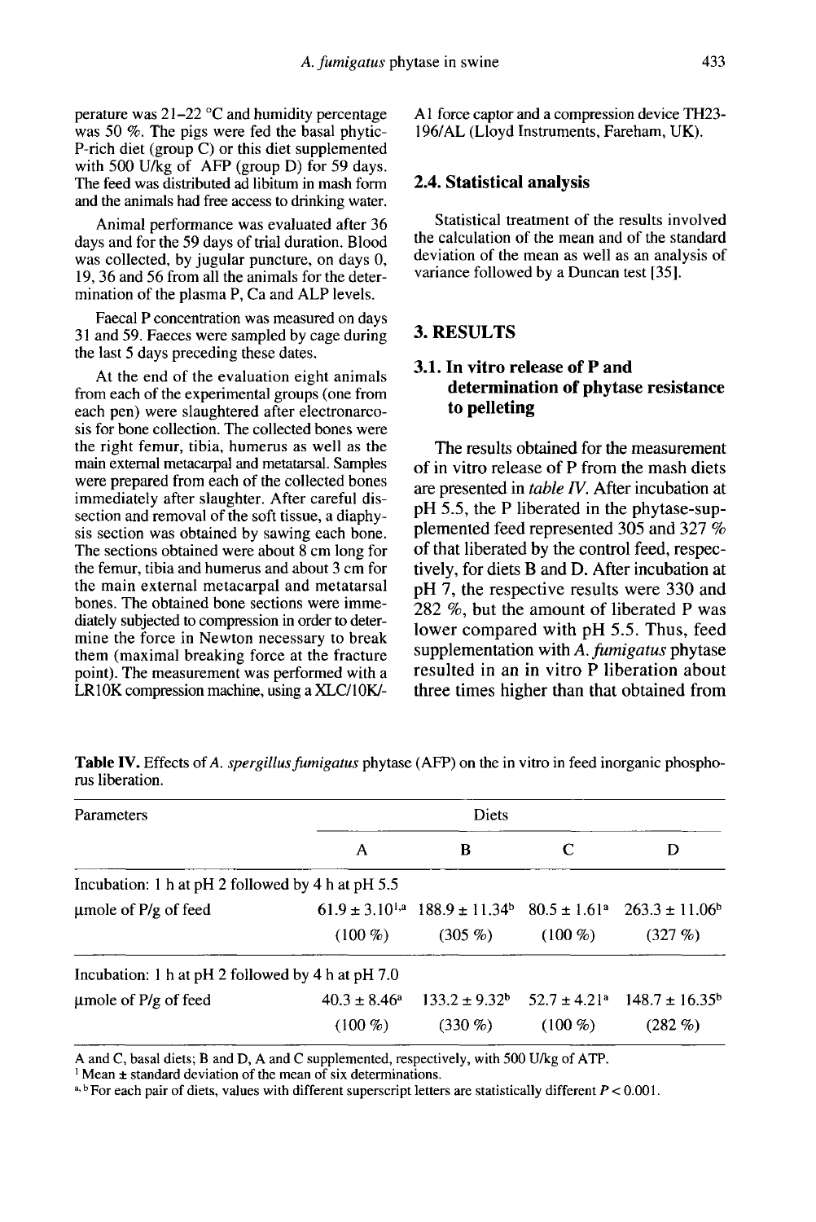perature was 21–22 °C and humidity percentage was 50 %. The pigs were fed the basal phytic-P-rich diet (group C) or this diet supplemented with 500 U/kg of AFP (group D) for 59 days. The feed was distributed ad libitum in mash form and the animals had free access to drinking water.

Animal performance was evaluated after 36 days and for the 59 days of trial duration. Blood was collected, by jugular puncture, on days 0, 19, 36 and 56 from all the animals for the determination of the plasma P, Ca and ALP levels.

Faecal P concentration was measured on days 31 and 59. Faeces were sampled by cage during the last 5 days preceding these dates.

At the end of the evaluation eight animals from each of the experimental groups (one from each pen) were slaughtered after electronarcosis for bone collection. The collected bones were the right femur, tibia, humerus as well as the main external metacarpal and metatarsal. Samples were prepared from each of the collected bones immediately after slaughter. After careful dissection and removal of the soft tissue, a diaphysis section was obtained by sawing each bone. The sections obtained were about 8 cm long for the femur, tibia and humerus and about 3 cm for the main external metacarpal and metatarsal bones. The obtained bone sections were immediately subjected to compression in order to determine the force in Newton necessary to break them (maximal breaking force at the fracture point). The measurement was performed with a LR10K compression machine, using a XLC/10K/-A1 force captor and a compression device TH23-196/AL (Lloyd Instruments, Fareham, UK).

### 2.4. Statistical analysis

Statistical treatment of the results involved the calculation of the mean and of the standard deviation of the mean as well as an analysis of variance followed by a Duncan test [35].

## 3. RESULTS

### 3.1. In vitro release of P and determination of phytase resistance to pelleting

The results obtained for the measurement of in vitro release of P from the mash diets are presented in *table IV*. After incubation at pH 5.5, the P liberated in the phytase-supplemented feed represented 305 and 327 % of that liberated by the control feed, respectively, for diets B and D. After incubation at pH 7, the respective results were 330 and 282 %, but the amount of liberated P was lower compared with pH 5.5. Thus, feed supplementation with *A. fumigatus* phytase resulted in an in vitro P liberation about three times higher than that obtained from

**Table IV.** Effects of *A. spergillus fumigatus* phytase (AFP) on the in vitro in feed inorganic phosphorus liberation.

| Parameters | Diets | | | |
|---|---|---|---|---|
| | A | B | C | D |
| Incubation: 1 h at pH 2 followed by 4 h at pH 5.5 | | | | |
| µmole of P/g of feed | 61.9 ± 3.10[1,a] | 188.9 ± 11.34[b] | 80.5 ± 1.61[a] | 263.3 ± 11.06[b] |
| | (100 %) | (305 %) | (100 %) | (327 %) |
| Incubation: 1 h at pH 2 followed by 4 h at pH 7.0 | | | | |
| µmole of P/g of feed | 40.3 ± 8.46[a] | 133.2 ± 9.32[b] | 52.7 ± 4.21[a] | 148.7 ± 16.35[b] |
| | (100 %) | (330 %) | (100 %) | (282 %) |

A and C, basal diets; B and D, A and C supplemented, respectively, with 500 U/kg of ATP.
[1] Mean ± standard deviation of the mean of six determinations.
[a, b] For each pair of diets, values with different superscript letters are statistically different $P < 0.001$.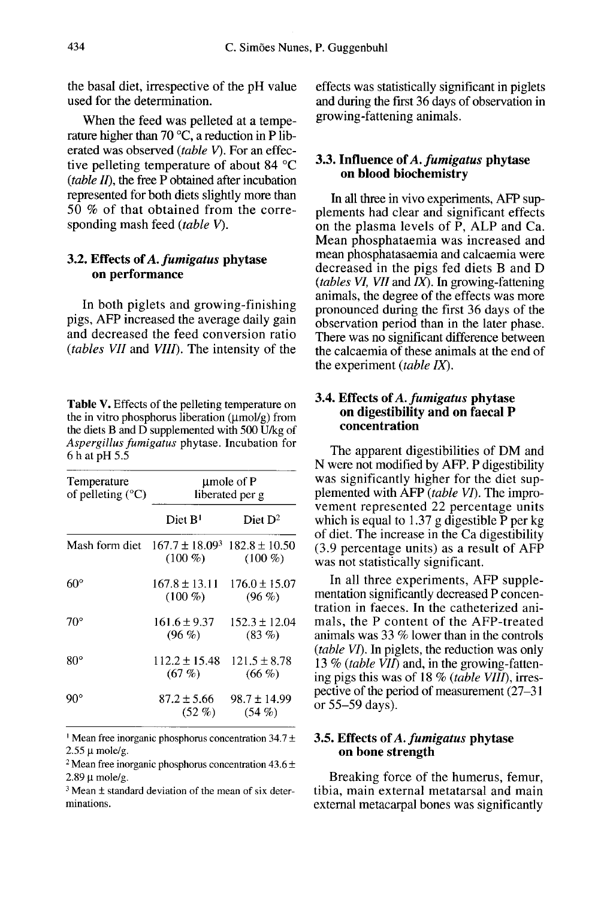the basal diet, irrespective of the pH value used for the determination.

When the feed was pelleted at a temperature higher than 70 °C, a reduction in P liberated was observed (*table V*). For an effective pelleting temperature of about 84 °C (*table II*), the free P obtained after incubation represented for both diets slightly more than 50 % of that obtained from the corresponding mash feed (*table V*).

### 3.2. Effects of *A. fumigatus* phytase on performance

In both piglets and growing-finishing pigs, AFP increased the average daily gain and decreased the feed conversion ratio (*tables VII* and *VIII*). The intensity of the effects was statistically significant in piglets and during the first 36 days of observation in growing-fattening animals.

**Table V.** Effects of the pelleting temperature on the in vitro phosphorus liberation (μmol/g) from the diets B and D supplemented with 500 U/kg of *Aspergillus fumigatus* phytase. Incubation for 6 h at pH 5.5

| Temperature of pelleting (°C) | μmole of P liberated per g | |
|---|---|---|
| | Diet B[1] | Diet D[2] |
| Mash form diet | 167.7 ± 18.09[3] (100 %) | 182.8 ± 10.50 (100 %) |
| 60° | 167.8 ± 13.11 (100 %) | 176.0 ± 15.07 (96 %) |
| 70° | 161.6 ± 9.37 (96 %) | 152.3 ± 12.04 (83 %) |
| 80° | 112.2 ± 15.48 (67 %) | 121.5 ± 8.78 (66 %) |
| 90° | 87.2 ± 5.66 (52 %) | 98.7 ± 14.99 (54 %) |

[1] Mean free inorganic phosphorus concentration 34.7 ± 2.55 μ mole/g.
[2] Mean free inorganic phosphorus concentration 43.6 ± 2.89 μ mole/g.
[3] Mean ± standard deviation of the mean of six determinations.

### 3.3. Influence of *A. fumigatus* phytase on blood biochemistry

In all three in vivo experiments, AFP supplements had clear and significant effects on the plasma levels of P, ALP and Ca. Mean phosphataemia was increased and mean phosphatasaemia and calcaemia were decreased in the pigs fed diets B and D (*tables VI, VII* and *IX*). In growing-fattening animals, the degree of the effects was more pronounced during the first 36 days of the observation period than in the later phase. There was no significant difference between the calcaemia of these animals at the end of the experiment (*table IX*).

### 3.4. Effects of *A. fumigatus* phytase on digestibility and on faecal P concentration

The apparent digestibilities of DM and N were not modified by AFP. P digestibility was significantly higher for the diet supplemented with AFP (*table VI*). The improvement represented 22 percentage units which is equal to 1.37 g digestible P per kg of diet. The increase in the Ca digestibility (3.9 percentage units) as a result of AFP was not statistically significant.

In all three experiments, AFP supplementation significantly decreased P concentration in faeces. In the catheterized animals, the P content of the AFP-treated animals was 33 % lower than in the controls (*table VI*). In piglets, the reduction was only 13 % (*table VII*) and, in the growing-fattening pigs this was of 18 % (*table VIII*), irrespective of the period of measurement (27–31 or 55–59 days).

### 3.5. Effects of *A. fumigatus* phytase on bone strength

Breaking force of the humerus, femur, tibia, main external metatarsal and main external metacarpal bones was significantly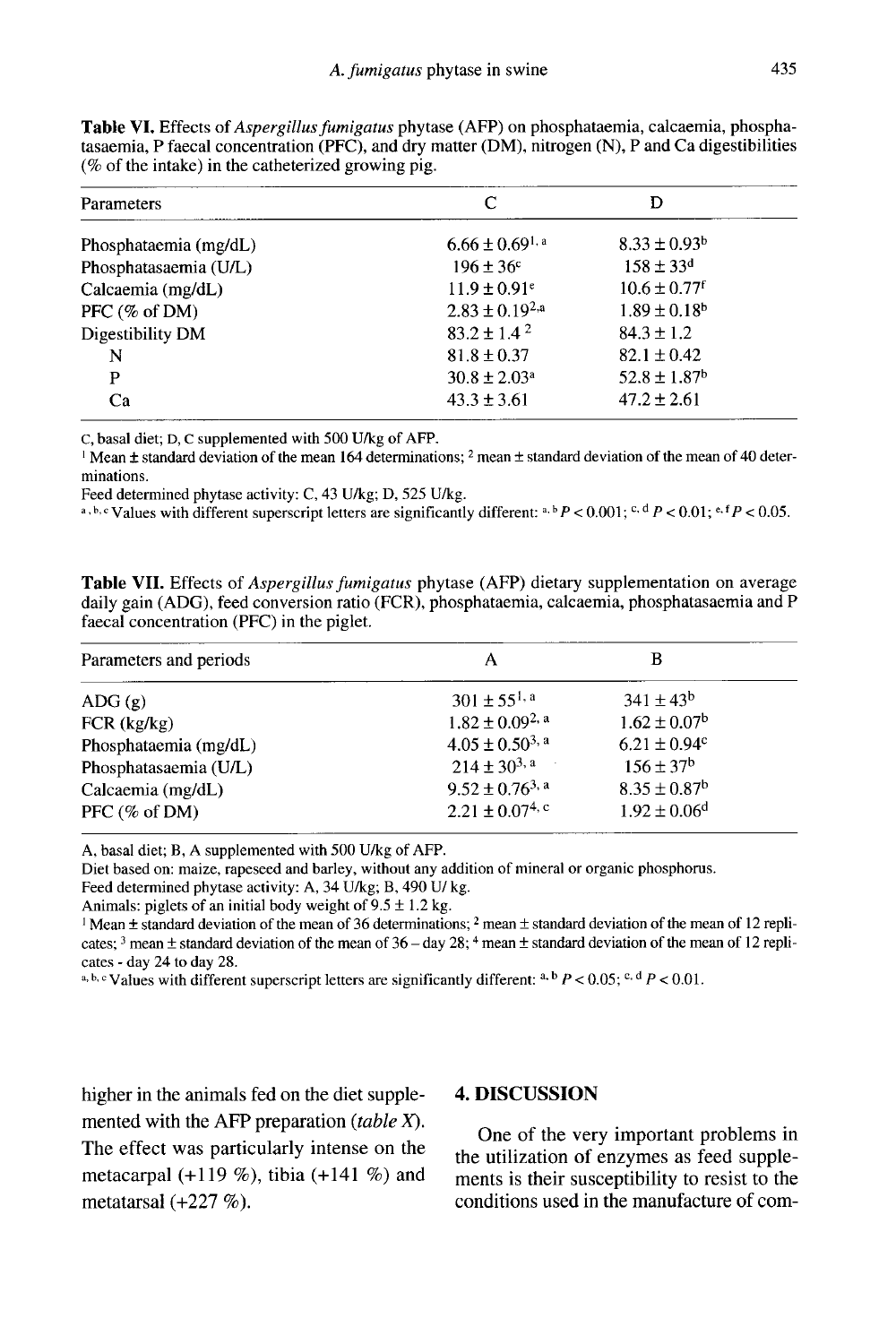**Table VI.** Effects of *Aspergillus fumigatus* phytase (AFP) on phosphataemia, calcaemia, phosphatasaemia, P faecal concentration (PFC), and dry matter (DM), nitrogen (N), P and Ca digestibilities (% of the intake) in the catheterized growing pig.

| Parameters | C | D |
|---|---|---|
| Phosphataemia (mg/dL) | $6.66 \pm 0.69^{1,\,a}$ | $8.33 \pm 0.93^{b}$ |
| Phosphatasaemia (U/L) | $196 \pm 36^{c}$ | $158 \pm 33^{d}$ |
| Calcaemia (mg/dL) | $11.9 \pm 0.91^{e}$ | $10.6 \pm 0.77^{f}$ |
| PFC (% of DM) | $2.83 \pm 0.19^{2,a}$ | $1.89 \pm 0.18^{b}$ |
| Digestibility DM | $83.2 \pm 1.4^{2}$ | $84.3 \pm 1.2$ |
| N | $81.8 \pm 0.37$ | $82.1 \pm 0.42$ |
| P | $30.8 \pm 2.03^{a}$ | $52.8 \pm 1.87^{b}$ |
| Ca | $43.3 \pm 3.61$ | $47.2 \pm 2.61$ |

C, basal diet; D, C supplemented with 500 U/kg of AFP.
[1] Mean ± standard deviation of the mean 164 determinations; [2] mean ± standard deviation of the mean of 40 determinations.
Feed determined phytase activity: C, 43 U/kg; D, 525 U/kg.
[a, b, c] Values with different superscript letters are significantly different: [a, b] $P < 0.001$; [c, d] $P < 0.01$; [e, f] $P < 0.05$.

**Table VII.** Effects of *Aspergillus fumigatus* phytase (AFP) dietary supplementation on average daily gain (ADG), feed conversion ratio (FCR), phosphataemia, calcaemia, phosphatasaemia and P faecal concentration (PFC) in the piglet.

| Parameters and periods | A | B |
|---|---|---|
| ADG (g) | $301 \pm 55^{1,\,a}$ | $341 \pm 43^{b}$ |
| FCR (kg/kg) | $1.82 \pm 0.09^{2,\,a}$ | $1.62 \pm 0.07^{b}$ |
| Phosphataemia (mg/dL) | $4.05 \pm 0.50^{3,\,a}$ | $6.21 \pm 0.94^{c}$ |
| Phosphatasaemia (U/L) | $214 \pm 30^{3,\,a}$ | $156 \pm 37^{b}$ |
| Calcaemia (mg/dL) | $9.52 \pm 0.76^{3,\,a}$ | $8.35 \pm 0.87^{b}$ |
| PFC (% of DM) | $2.21 \pm 0.07^{4,\,c}$ | $1.92 \pm 0.06^{d}$ |

A, basal diet; B, A supplemented with 500 U/kg of AFP.
Diet based on: maize, rapeseed and barley, without any addition of mineral or organic phosphorus.
Feed determined phytase activity: A, 34 U/kg; B, 490 U/ kg.
Animals: piglets of an initial body weight of 9.5 ± 1.2 kg.
[1] Mean ± standard deviation of the mean of 36 determinations; [2] mean ± standard deviation of the mean of 12 replicates; [3] mean ± standard deviation of the mean of 36 – day 28; [4] mean ± standard deviation of the mean of 12 replicates - day 24 to day 28.
[a, b, c] Values with different superscript letters are significantly different: [a, b] $P < 0.05$; [c, d] $P < 0.01$.

higher in the animals fed on the diet supplemented with the AFP preparation (*table X*). The effect was particularly intense on the metacarpal (+119 %), tibia (+141 %) and metatarsal (+227 %).

## 4. DISCUSSION

One of the very important problems in the utilization of enzymes as feed supplements is their susceptibility to resist to the conditions used in the manufacture of com-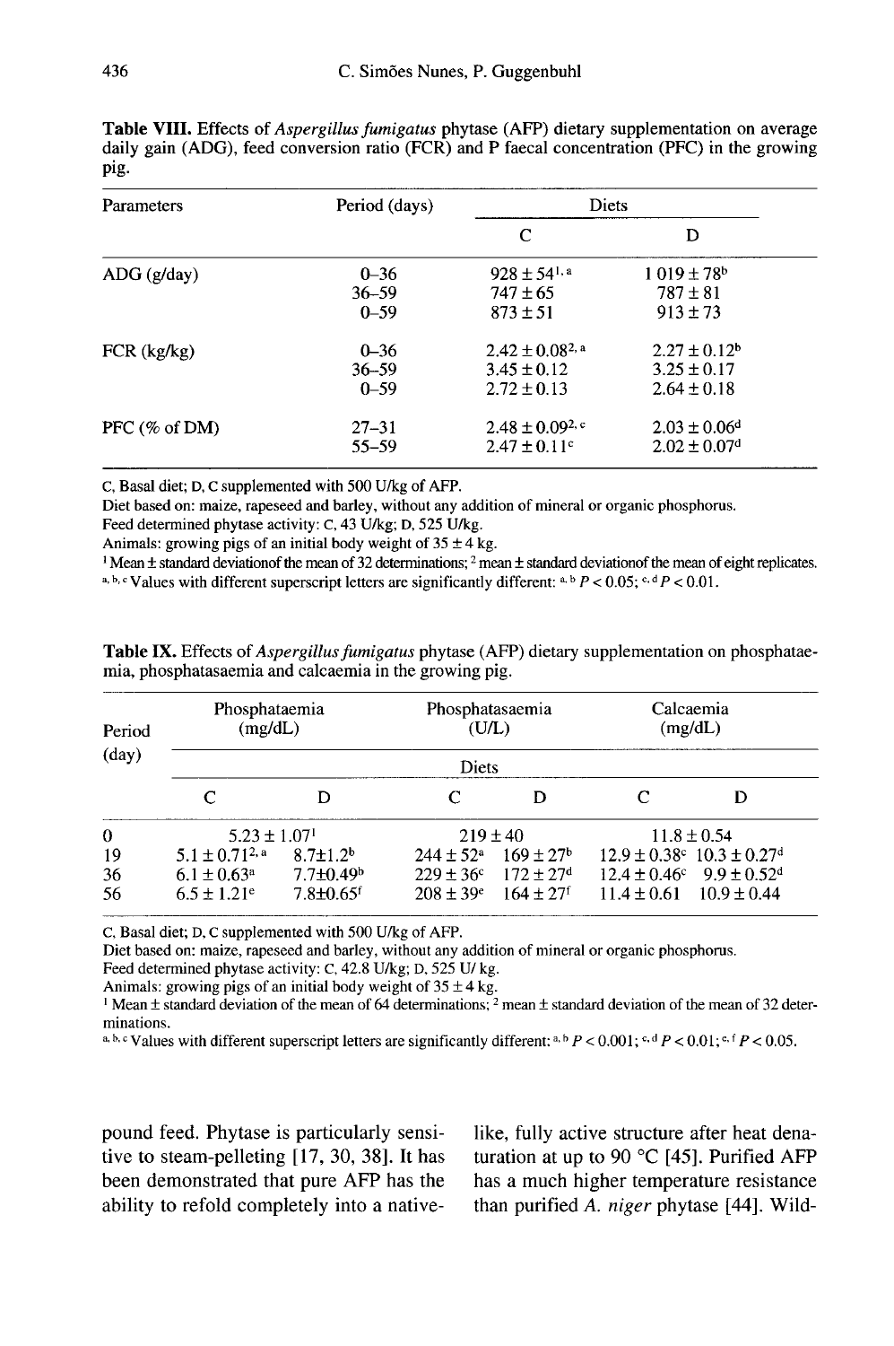**Table VIII.** Effects of *Aspergillus fumigatus* phytase (AFP) dietary supplementation on average daily gain (ADG), feed conversion ratio (FCR) and P faecal concentration (PFC) in the growing pig.

| Parameters | Period (days) | Diets | |
|---|---|---|---|
| | | C | D |
| ADG (g/day) | 0–36 | 928 ± 54[1, a] | 1 019 ± 78[b] |
| | 36–59 | 747 ± 65 | 787 ± 81 |
| | 0–59 | 873 ± 51 | 913 ± 73 |
| FCR (kg/kg) | 0–36 | 2.42 ± 0.08[2, a] | 2.27 ± 0.12[b] |
| | 36–59 | 3.45 ± 0.12 | 3.25 ± 0.17 |
| | 0–59 | 2.72 ± 0.13 | 2.64 ± 0.18 |
| PFC (% of DM) | 27–31 | 2.48 ± 0.09[2, c] | 2.03 ± 0.06[d] |
| | 55–59 | 2.47 ± 0.11[c] | 2.02 ± 0.07[d] |

C, Basal diet; D, C supplemented with 500 U/kg of AFP.
Diet based on: maize, rapeseed and barley, without any addition of mineral or organic phosphorus.
Feed determined phytase activity: C, 43 U/kg; D, 525 U/kg.
Animals: growing pigs of an initial body weight of 35 ± 4 kg.
[1] Mean ± standard deviationof the mean of 32 determinations; [2] mean ± standard deviationof the mean of eight replicates.
[a, b, c] Values with different superscript letters are significantly different: [a, b] $P < 0.05$; [c, d] $P < 0.01$.

**Table IX.** Effects of *Aspergillus fumigatus* phytase (AFP) dietary supplementation on phosphataemia, phosphatasaemia and calcaemia in the growing pig.

| Period (day) | Phosphataemia (mg/dL) | | Phosphatasaemia (U/L) | | Calcaemia (mg/dL) | |
|---|---|---|---|---|---|---|
| | Diets | | | | | |
| | C | D | C | D | C | D |
| 0 | 5.23 ± 1.07[1] | | 219 ± 40 | | 11.8 ± 0.54 | |
| 19 | 5.1 ± 0.71[2, a] | 8.7±1.2[b] | 244 ± 52[a] | 169 ± 27[b] | 12.9 ± 0.38[c] | 10.3 ± 0.27[d] |
| 36 | 6.1 ± 0.63[a] | 7.7±0.49[b] | 229 ± 36[c] | 172 ± 27[d] | 12.4 ± 0.46[c] | 9.9 ± 0.52[d] |
| 56 | 6.5 ± 1.21[e] | 7.8±0.65[f] | 208 ± 39[e] | 164 ± 27[f] | 11.4 ± 0.61 | 10.9 ± 0.44 |

C, Basal diet; D, C supplemented with 500 U/kg of AFP.
Diet based on: maize, rapeseed and barley, without any addition of mineral or organic phosphorus.
Feed determined phytase activity: C, 42.8 U/kg; D, 525 U/ kg.
Animals: growing pigs of an initial body weight of 35 ± 4 kg.
[1] Mean ± standard deviation of the mean of 64 determinations; [2] mean ± standard deviation of the mean of 32 determinations.
[a, b, c] Values with different superscript letters are significantly different: [a, b] $P < 0.001$; [c, d] $P < 0.01$; [e, f] $P < 0.05$.

pound feed. Phytase is particularly sensitive to steam-pelleting [17, 30, 38]. It has been demonstrated that pure AFP has the ability to refold completely into a native-like, fully active structure after heat denaturation at up to 90 °C [45]. Purified AFP has a much higher temperature resistance than purified *A. niger* phytase [44]. Wild-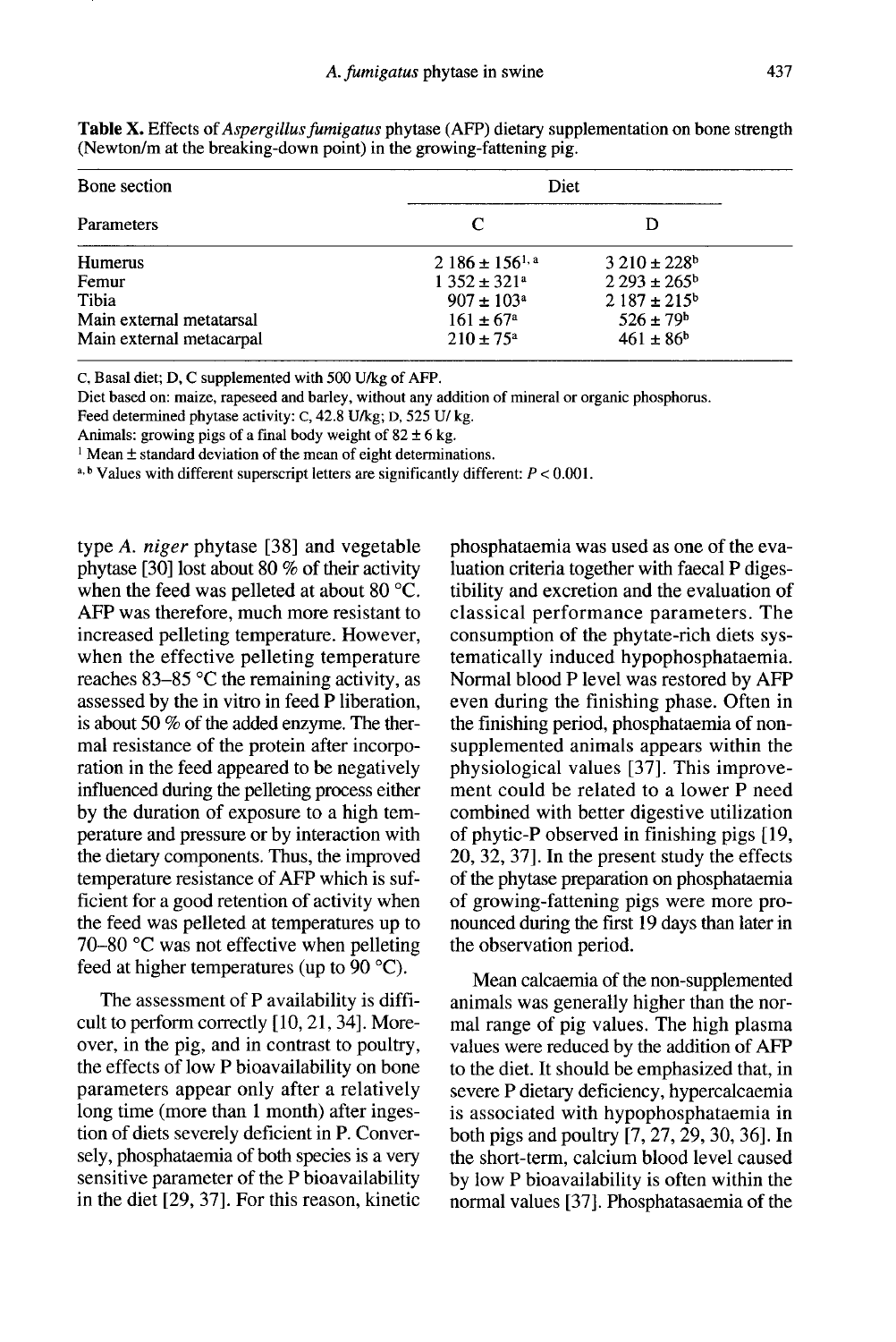**Table X.** Effects of *Aspergillus fumigatus* phytase (AFP) dietary supplementation on bone strength (Newton/m at the breaking-down point) in the growing-fattening pig.

| Bone section | Diet | |
|---|---|---|
| Parameters | C | D |
| Humerus | 2 186 ± 156[1, a] | 3 210 ± 228[b] |
| Femur | 1 352 ± 321[a] | 2 293 ± 265[b] |
| Tibia | 907 ± 103[a] | 2 187 ± 215[b] |
| Main external metatarsal | 161 ± 67[a] | 526 ± 79[b] |
| Main external metacarpal | 210 ± 75[a] | 461 ± 86[b] |

C, Basal diet; D, C supplemented with 500 U/kg of AFP.
Diet based on: maize, rapeseed and barley, without any addition of mineral or organic phosphorus.
Feed determined phytase activity: C, 42.8 U/kg; D, 525 U/ kg.
Animals: growing pigs of a final body weight of 82 ± 6 kg.
[1] Mean ± standard deviation of the mean of eight determinations.
[a, b] Values with different superscript letters are significantly different: $P < 0.001$.

type *A. niger* phytase [38] and vegetable phytase [30] lost about 80 % of their activity when the feed was pelleted at about 80 °C. AFP was therefore, much more resistant to increased pelleting temperature. However, when the effective pelleting temperature reaches 83–85 °C the remaining activity, as assessed by the in vitro in feed P liberation, is about 50 % of the added enzyme. The thermal resistance of the protein after incorporation in the feed appeared to be negatively influenced during the pelleting process either by the duration of exposure to a high temperature and pressure or by interaction with the dietary components. Thus, the improved temperature resistance of AFP which is sufficient for a good retention of activity when the feed was pelleted at temperatures up to 70–80 °C was not effective when pelleting feed at higher temperatures (up to 90 °C).

The assessment of P availability is difficult to perform correctly [10, 21, 34]. Moreover, in the pig, and in contrast to poultry, the effects of low P bioavailability on bone parameters appear only after a relatively long time (more than 1 month) after ingestion of diets severely deficient in P. Conversely, phosphataemia of both species is a very sensitive parameter of the P bioavailability in the diet [29, 37]. For this reason, kinetic phosphataemia was used as one of the evaluation criteria together with faecal P digestibility and excretion and the evaluation of classical performance parameters. The consumption of the phytate-rich diets systematically induced hypophosphataemia. Normal blood P level was restored by AFP even during the finishing phase. Often in the finishing period, phosphataemia of non-supplemented animals appears within the physiological values [37]. This improvement could be related to a lower P need combined with better digestive utilization of phytic-P observed in finishing pigs [19, 20, 32, 37]. In the present study the effects of the phytase preparation on phosphataemia of growing-fattening pigs were more pronounced during the first 19 days than later in the observation period.

Mean calcaemia of the non-supplemented animals was generally higher than the normal range of pig values. The high plasma values were reduced by the addition of AFP to the diet. It should be emphasized that, in severe P dietary deficiency, hypercalcaemia is associated with hypophosphataemia in both pigs and poultry [7, 27, 29, 30, 36]. In the short-term, calcium blood level caused by low P bioavailability is often within the normal values [37]. Phosphatasaemia of the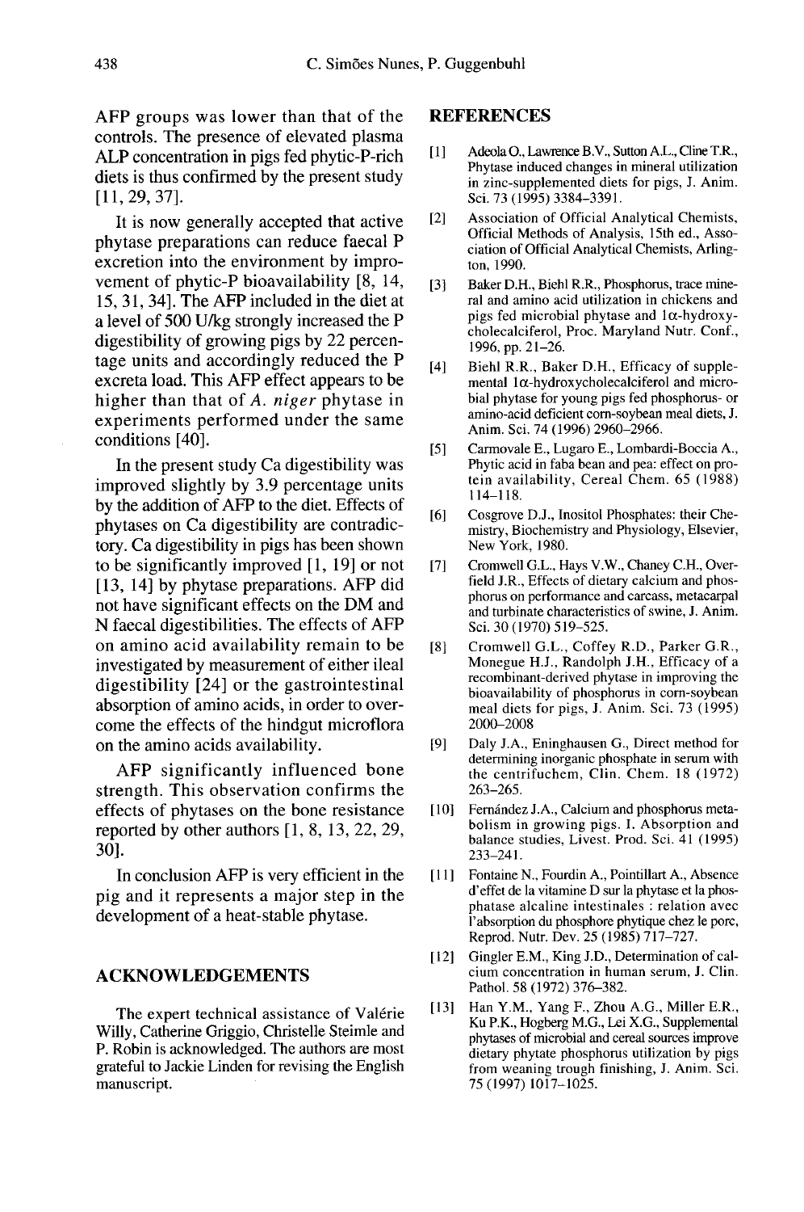AFP groups was lower than that of the controls. The presence of elevated plasma ALP concentration in pigs fed phytic-P-rich diets is thus confirmed by the present study [11, 29, 37].

It is now generally accepted that active phytase preparations can reduce faecal P excretion into the environment by improvement of phytic-P bioavailability [8, 14, 15, 31, 34]. The AFP included in the diet at a level of 500 U/kg strongly increased the P digestibility of growing pigs by 22 percentage units and accordingly reduced the P excreta load. This AFP effect appears to be higher than that of *A. niger* phytase in experiments performed under the same conditions [40].

In the present study Ca digestibility was improved slightly by 3.9 percentage units by the addition of AFP to the diet. Effects of phytases on Ca digestibility are contradictory. Ca digestibility in pigs has been shown to be significantly improved [1, 19] or not [13, 14] by phytase preparations. AFP did not have significant effects on the DM and N faecal digestibilities. The effects of AFP on amino acid availability remain to be investigated by measurement of either ileal digestibility [24] or the gastrointestinal absorption of amino acids, in order to overcome the effects of the hindgut microflora on the amino acids availability.

AFP significantly influenced bone strength. This observation confirms the effects of phytases on the bone resistance reported by other authors [1, 8, 13, 22, 29, 30].

In conclusion AFP is very efficient in the pig and it represents a major step in the development of a heat-stable phytase.

## ACKNOWLEDGEMENTS

The expert technical assistance of Valérie Willy, Catherine Griggio, Christelle Steimle and P. Robin is acknowledged. The authors are most grateful to Jackie Linden for revising the English manuscript.

## REFERENCES

[1] Adeola O., Lawrence B.V., Sutton A.L., Cline T.R., Phytase induced changes in mineral utilization in zinc-supplemented diets for pigs, J. Anim. Sci. 73 (1995) 3384–3391.

[2] Association of Official Analytical Chemists, Official Methods of Analysis, 15th ed., Association of Official Analytical Chemists, Arlington, 1990.

[3] Baker D.H., Biehl R.R., Phosphorus, trace mineral and amino acid utilization in chickens and pigs fed microbial phytase and 1α-hydroxycholecalciferol, Proc. Maryland Nutr. Conf., 1996, pp. 21–26.

[4] Biehl R.R., Baker D.H., Efficacy of supplemental 1α-hydroxycholecalciferol and microbial phytase for young pigs fed phosphorus- or amino-acid deficient corn-soybean meal diets, J. Anim. Sci. 74 (1996) 2960–2966.

[5] Carmovale E., Lugaro E., Lombardi-Boccia A., Phytic acid in faba bean and pea: effect on protein availability, Cereal Chem. 65 (1988) 114–118.

[6] Cosgrove D.J., Inositol Phosphates: their Chemistry, Biochemistry and Physiology, Elsevier, New York, 1980.

[7] Cromwell G.L., Hays V.W., Chaney C.H., Overfield J.R., Effects of dietary calcium and phosphorus on performance and carcass, metacarpal and turbinate characteristics of swine, J. Anim. Sci. 30 (1970) 519–525.

[8] Cromwell G.L., Coffey R.D., Parker G.R., Monegue H.J., Randolph J.H., Efficacy of a recombinant-derived phytase in improving the bioavailability of phosphorus in corn-soybean meal diets for pigs, J. Anim. Sci. 73 (1995) 2000–2008

[9] Daly J.A., Eninghausen G., Direct method for determining inorganic phosphate in serum with the centrifuchem, Clin. Chem. 18 (1972) 263–265.

[10] Fernández J.A., Calcium and phosphorus metabolism in growing pigs. I. Absorption and balance studies, Livest. Prod. Sci. 41 (1995) 233–241.

[11] Fontaine N., Fourdin A., Pointillart A., Absence d'effet de la vitamine D sur la phytase et la phosphatase alcaline intestinales : relation avec l'absorption du phosphore phytique chez le porc, Reprod. Nutr. Dev. 25 (1985) 717–727.

[12] Gingler E.M., King J.D., Determination of calcium concentration in human serum, J. Clin. Pathol. 58 (1972) 376–382.

[13] Han Y.M., Yang F., Zhou A.G., Miller E.R., Ku P.K., Hogberg M.G., Lei X.G., Supplemental phytases of microbial and cereal sources improve dietary phytate phosphorus utilization by pigs from weaning trough finishing, J. Anim. Sci. 75 (1997) 1017–1025.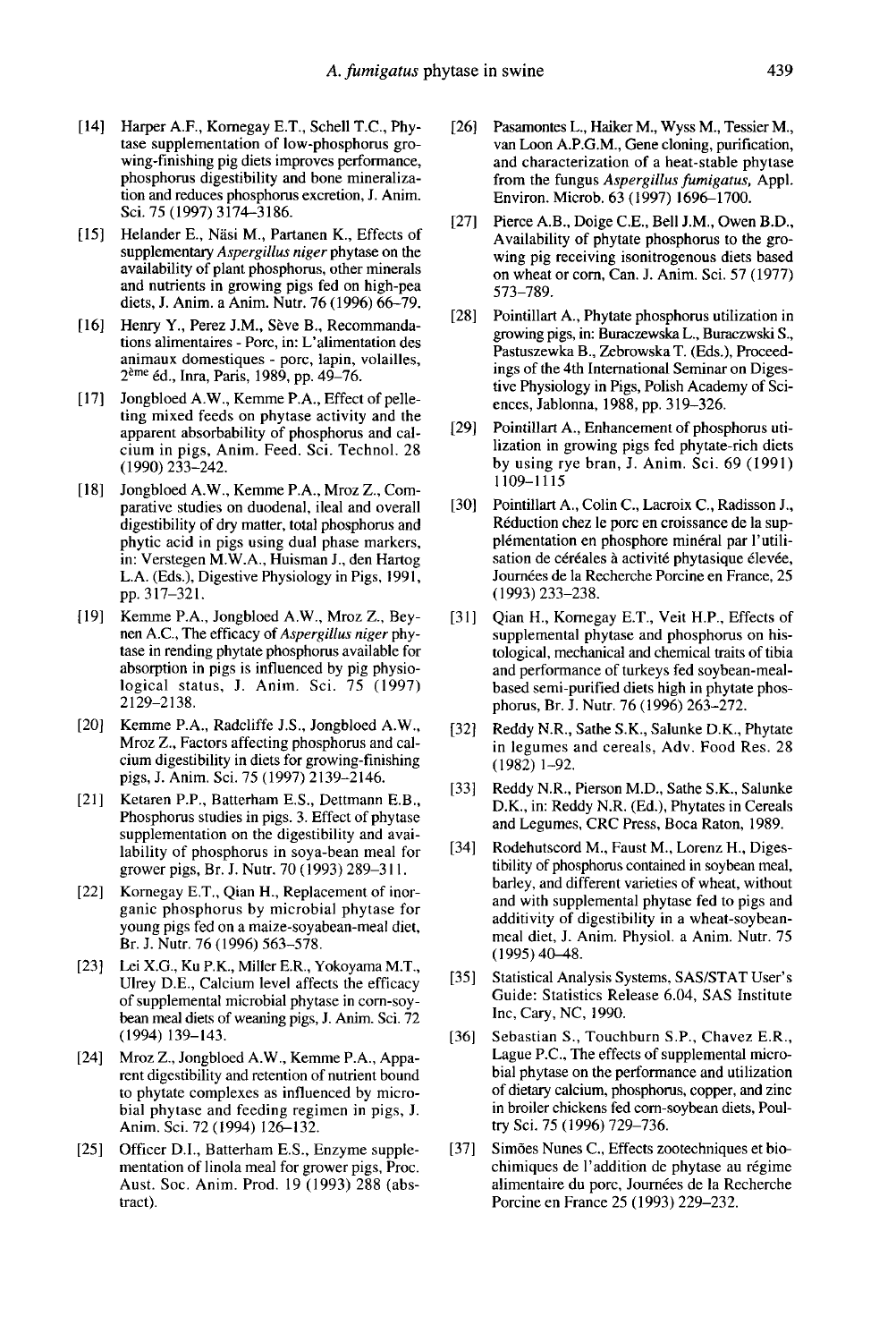[14] Harper A.F., Kornegay E.T., Schell T.C., Phytase supplementation of low-phosphorus growing-finishing pig diets improves performance, phosphorus digestibility and bone mineralization and reduces phosphorus excretion, J. Anim. Sci. 75 (1997) 3174–3186.

[15] Helander E., Näsi M., Partanen K., Effects of supplementary *Aspergillus niger* phytase on the availability of plant phosphorus, other minerals and nutrients in growing pigs fed on high-pea diets, J. Anim. a Anim. Nutr. 76 (1996) 66–79.

[16] Henry Y., Perez J.M., Sève B., Recommandations alimentaires - Porc, in: L'alimentation des animaux domestiques - porc, lapin, volailles, 2ème éd., Inra, Paris, 1989, pp. 49–76.

[17] Jongbloed A.W., Kemme P.A., Effect of pelleting mixed feeds on phytase activity and the apparent absorbability of phosphorus and calcium in pigs, Anim. Feed. Sci. Technol. 28 (1990) 233–242.

[18] Jongbloed A.W., Kemme P.A., Mroz Z., Comparative studies on duodenal, ileal and overall digestibility of dry matter, total phosphorus and phytic acid in pigs using dual phase markers, in: Verstegen M.W.A., Huisman J., den Hartog L.A. (Eds.), Digestive Physiology in Pigs, 1991, pp. 317–321.

[19] Kemme P.A., Jongbloed A.W., Mroz Z., Beynen A.C., The efficacy of *Aspergillus niger* phytase in rending phytate phosphorus available for absorption in pigs is influenced by pig physiological status, J. Anim. Sci. 75 (1997) 2129–2138.

[20] Kemme P.A., Radcliffe J.S., Jongbloed A.W., Mroz Z., Factors affecting phosphorus and calcium digestibility in diets for growing-finishing pigs, J. Anim. Sci. 75 (1997) 2139–2146.

[21] Ketaren P.P., Batterham E.S., Dettmann E.B., Phosphorus studies in pigs. 3. Effect of phytase supplementation on the digestibility and availability of phosphorus in soya-bean meal for grower pigs, Br. J. Nutr. 70 (1993) 289–311.

[22] Kornegay E.T., Qian H., Replacement of inorganic phosphorus by microbial phytase for young pigs fed on a maize-soyabean-meal diet, Br. J. Nutr. 76 (1996) 563–578.

[23] Lei X.G., Ku P.K., Miller E.R., Yokoyama M.T., Ulrey D.E., Calcium level affects the efficacy of supplemental microbial phytase in corn-soybean meal diets of weaning pigs, J. Anim. Sci. 72 (1994) 139–143.

[24] Mroz Z., Jongbloed A.W., Kemme P.A., Apparent digestibility and retention of nutrient bound to phytate complexes as influenced by microbial phytase and feeding regimen in pigs, J. Anim. Sci. 72 (1994) 126–132.

[25] Officer D.I., Batterham E.S., Enzyme supplementation of linola meal for grower pigs, Proc. Aust. Soc. Anim. Prod. 19 (1993) 288 (abstract).

[26] Pasamontes L., Haiker M., Wyss M., Tessier M., van Loon A.P.G.M., Gene cloning, purification, and characterization of a heat-stable phytase from the fungus *Aspergillus fumigatus,* Appl. Environ. Microb. 63 (1997) 1696–1700.

[27] Pierce A.B., Doige C.E., Bell J.M., Owen B.D., Availability of phytate phosphorus to the growing pig receiving isonitrogenous diets based on wheat or corn, Can. J. Anim. Sci. 57 (1977) 573–789.

[28] Pointillart A., Phytate phosphorus utilization in growing pigs, in: Buraczewska L., Buraczwski S., Pastuszewka B., Zebrowska T. (Eds.), Proceedings of the 4th International Seminar on Digestive Physiology in Pigs, Polish Academy of Sciences, Jablonna, 1988, pp. 319–326.

[29] Pointillart A., Enhancement of phosphorus utilization in growing pigs fed phytate-rich diets by using rye bran, J. Anim. Sci. 69 (1991) 1109–1115

[30] Pointillart A., Colin C., Lacroix C., Radisson J., Réduction chez le porc en croissance de la supplémentation en phosphore minéral par l'utilisation de céréales à activité phytasique élevée, Journées de la Recherche Porcine en France, 25 (1993) 233–238.

[31] Qian H., Kornegay E.T., Veit H.P., Effects of supplemental phytase and phosphorus on histological, mechanical and chemical traits of tibia and performance of turkeys fed soybean-meal-based semi-purified diets high in phytate phosphorus, Br. J. Nutr. 76 (1996) 263–272.

[32] Reddy N.R., Sathe S.K., Salunke D.K., Phytate in legumes and cereals, Adv. Food Res. 28 (1982) 1–92.

[33] Reddy N.R., Pierson M.D., Sathe S.K., Salunke D.K., in: Reddy N.R. (Ed.), Phytates in Cereals and Legumes, CRC Press, Boca Raton, 1989.

[34] Rodehutscord M., Faust M., Lorenz H., Digestibility of phosphorus contained in soybean meal, barley, and different varieties of wheat, without and with supplemental phytase fed to pigs and additivity of digestibility in a wheat-soybean-meal diet, J. Anim. Physiol. a Anim. Nutr. 75 (1995) 40–48.

[35] Statistical Analysis Systems, SAS/STAT User's Guide: Statistics Release 6.04, SAS Institute Inc, Cary, NC, 1990.

[36] Sebastian S., Touchburn S.P., Chavez E.R., Lague P.C., The effects of supplemental microbial phytase on the performance and utilization of dietary calcium, phosphorus, copper, and zinc in broiler chickens fed corn-soybean diets, Poultry Sci. 75 (1996) 729–736.

[37] Simões Nunes C., Effects zootechniques et biochimiques de l'addition de phytase au régime alimentaire du porc, Journées de la Recherche Porcine en France 25 (1993) 229–232.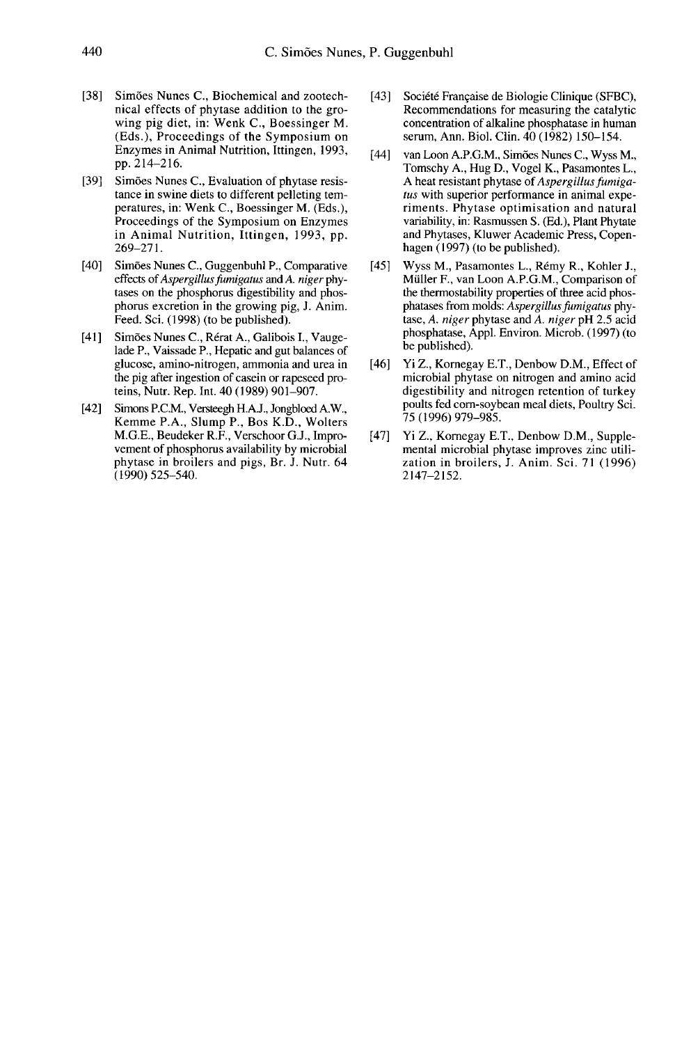[38] Simões Nunes C., Biochemical and zootechnical effects of phytase addition to the growing pig diet, in: Wenk C., Boessinger M. (Eds.), Proceedings of the Symposium on Enzymes in Animal Nutrition, Ittingen, 1993, pp. 214–216.

[39] Simões Nunes C., Evaluation of phytase resistance in swine diets to different pelleting temperatures, in: Wenk C., Boessinger M. (Eds.), Proceedings of the Symposium on Enzymes in Animal Nutrition, Ittingen, 1993, pp. 269–271.

[40] Simões Nunes C., Guggenbuhl P., Comparative effects of *Aspergillus fumigatus* and *A. niger* phytases on the phosphorus digestibility and phosphorus excretion in the growing pig, J. Anim. Feed. Sci. (1998) (to be published).

[41] Simões Nunes C., Rérat A., Galibois I., Vaugelade P., Vaissade P., Hepatic and gut balances of glucose, amino-nitrogen, ammonia and urea in the pig after ingestion of casein or rapeseed proteins, Nutr. Rep. Int. 40 (1989) 901–907.

[42] Simons P.C.M., Versteegh H.A.J., Jongbloed A.W., Kemme P.A., Slump P., Bos K.D., Wolters M.G.E., Beudeker R.F., Verschoor G.J., Improvement of phosphorus availability by microbial phytase in broilers and pigs, Br. J. Nutr. 64 (1990) 525–540.

[43] Société Française de Biologie Clinique (SFBC), Recommendations for measuring the catalytic concentration of alkaline phosphatase in human serum, Ann. Biol. Clin. 40 (1982) 150–154.

[44] van Loon A.P.G.M., Simões Nunes C., Wyss M., Tomschy A., Hug D., Vogel K., Pasamontes L., A heat resistant phytase of *Aspergillus fumigatus* with superior performance in animal experiments. Phytase optimisation and natural variability, in: Rasmussen S. (Ed.), Plant Phytate and Phytases, Kluwer Academic Press, Copenhagen (1997) (to be published).

[45] Wyss M., Pasamontes L., Rémy R., Kohler J., Müller F., van Loon A.P.G.M., Comparison of the thermostability properties of three acid phosphatases from molds: *Aspergillus fumigatus* phytase, *A. niger* phytase and *A. niger* pH 2.5 acid phosphatase, Appl. Environ. Microb. (1997) (to be published).

[46] Yi Z., Kornegay E.T., Denbow D.M., Effect of microbial phytase on nitrogen and amino acid digestibility and nitrogen retention of turkey poults fed corn-soybean meal diets, Poultry Sci. 75 (1996) 979–985.

[47] Yi Z., Kornegay E.T., Denbow D.M., Supplemental microbial phytase improves zinc utilization in broilers, J. Anim. Sci. 71 (1996) 2147–2152.